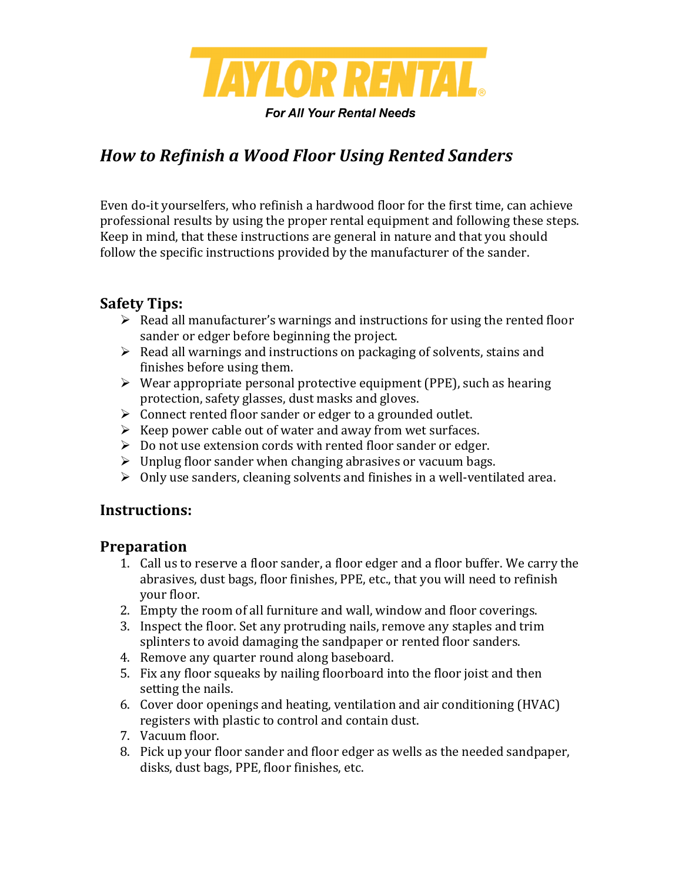# TAYLOR RENTAL

*For All Your Rental Needs*

## *How to Refinish a Wood Floor Using Rented Sanders*

Even do-it yourselfers, who refinish a hardwood floor for the first time, can achieve professional results by using the proper rental equipment and following these steps. Keep in mind, that these instructions are general in nature and that you should follow the specific instructions provided by the manufacturer of the sander.

### Safety Tips:

- Read all manufacturer's warnings and instructions for using the rented floor sander or edger before beginning the project.
- Read all warnings and instructions on packaging of solvents, stains and finishes before using them.
- Wear appropriate personal protective equipment (PPE), such as hearing protection, safety glasses, dust masks and gloves.
- Connect rented floor sander or edger to a grounded outlet.
- Keep power cable out of water and away from wet surfaces.
- Do not use extension cords with rented floor sander or edger.
- Unplug floor sander when changing abrasives or vacuum bags.
- Only use sanders, cleaning solvents and finishes in a well-ventilated area.

### Instructions:

### Preparation

1. Call us to reserve a floor sander, a floor edger and a floor buffer. We carry the abrasives, dust bags, floor finishes, PPE, etc., that you will need to refinish your floor.
2. Empty the room of all furniture and wall, window and floor coverings.
3. Inspect the floor. Set any protruding nails, remove any staples and trim splinters to avoid damaging the sandpaper or rented floor sanders.
4. Remove any quarter round along baseboard.
5. Fix any floor squeaks by nailing floorboard into the floor joist and then setting the nails.
6. Cover door openings and heating, ventilation and air conditioning (HVAC) registers with plastic to control and contain dust.
7. Vacuum floor.
8. Pick up your floor sander and floor edger as wells as the needed sandpaper, disks, dust bags, PPE, floor finishes, etc.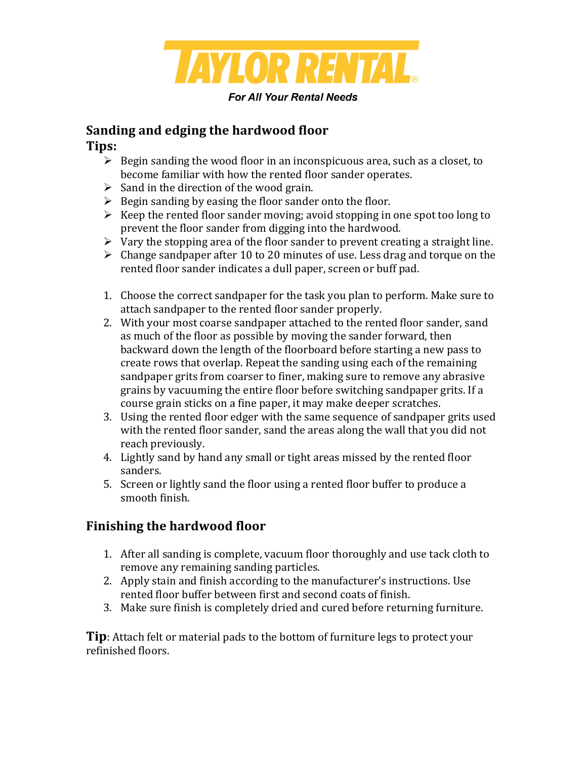**TAYLOR RENTAL**

*For All Your Rental Needs*

## Sanding and edging the hardwood floor

### Tips:

- Begin sanding the wood floor in an inconspicuous area, such as a closet, to become familiar with how the rented floor sander operates.
- Sand in the direction of the wood grain.
- Begin sanding by easing the floor sander onto the floor.
- Keep the rented floor sander moving; avoid stopping in one spot too long to prevent the floor sander from digging into the hardwood.
- Vary the stopping area of the floor sander to prevent creating a straight line.
- Change sandpaper after 10 to 20 minutes of use. Less drag and torque on the rented floor sander indicates a dull paper, screen or buff pad.

1. Choose the correct sandpaper for the task you plan to perform. Make sure to attach sandpaper to the rented floor sander properly.
2. With your most coarse sandpaper attached to the rented floor sander, sand as much of the floor as possible by moving the sander forward, then backward down the length of the floorboard before starting a new pass to create rows that overlap. Repeat the sanding using each of the remaining sandpaper grits from coarser to finer, making sure to remove any abrasive grains by vacuuming the entire floor before switching sandpaper grits. If a course grain sticks on a fine paper, it may make deeper scratches.
3. Using the rented floor edger with the same sequence of sandpaper grits used with the rented floor sander, sand the areas along the wall that you did not reach previously.
4. Lightly sand by hand any small or tight areas missed by the rented floor sanders.
5. Screen or lightly sand the floor using a rented floor buffer to produce a smooth finish.

## Finishing the hardwood floor

1. After all sanding is complete, vacuum floor thoroughly and use tack cloth to remove any remaining sanding particles.
2. Apply stain and finish according to the manufacturer's instructions. Use rented floor buffer between first and second coats of finish.
3. Make sure finish is completely dried and cured before returning furniture.

**Tip**: Attach felt or material pads to the bottom of furniture legs to protect your refinished floors.